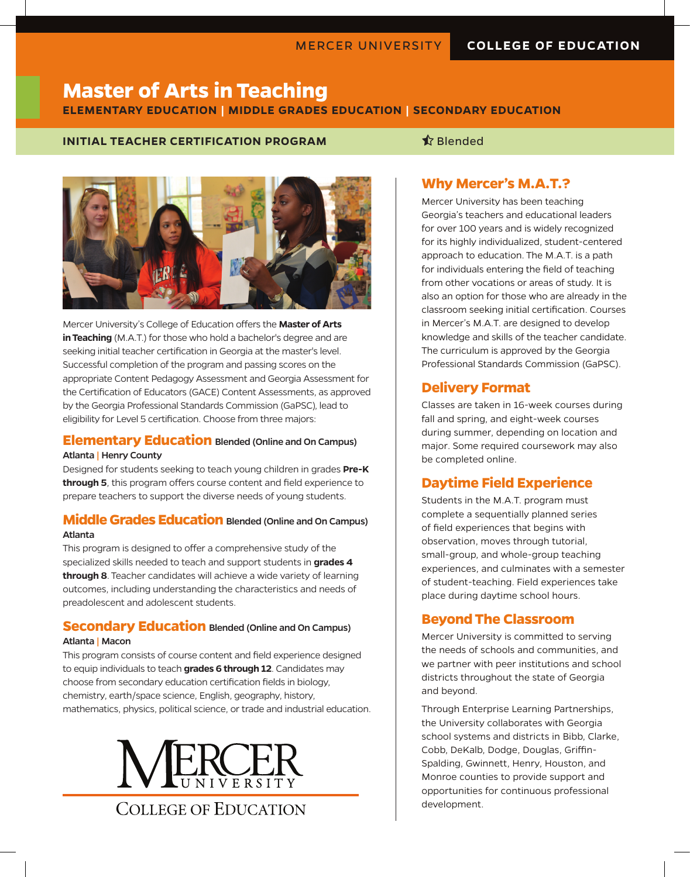MERCER UNIVERSITY | COLLEGE OF EDUCATION

# Master of Arts in Teaching

**ELEMENTARY EDUCATION | MIDDLE GRADES EDUCATION | SECONDARY EDUCATION**

**INITIAL TEACHER CERTIFICATION PROGRAM** — Blended

Mercer University's College of Education offers the **Master of Arts in Teaching** (M.A.T.) for those who hold a bachelor's degree and are seeking initial teacher certification in Georgia at the master's level. Successful completion of the program and passing scores on the appropriate Content Pedagogy Assessment and Georgia Assessment for the Certification of Educators (GACE) Content Assessments, as approved by the Georgia Professional Standards Commission (GaPSC), lead to eligibility for Level 5 certification. Choose from three majors:

## Elementary Education Blended (Online and On Campus)

**Atlanta | Henry County**

Designed for students seeking to teach young children in grades **Pre-K through 5**, this program offers course content and field experience to prepare teachers to support the diverse needs of young students.

## Middle Grades Education Blended (Online and On Campus)

**Atlanta**

This program is designed to offer a comprehensive study of the specialized skills needed to teach and support students in **grades 4 through 8**. Teacher candidates will achieve a wide variety of learning outcomes, including understanding the characteristics and needs of preadolescent and adolescent students.

## Secondary Education Blended (Online and On Campus)

**Atlanta | Macon**

This program consists of course content and field experience designed to equip individuals to teach **grades 6 through 12**. Candidates may choose from secondary education certification fields in biology, chemistry, earth/space science, English, geography, history, mathematics, physics, political science, or trade and industrial education.

MERCER UNIVERSITY
COLLEGE OF EDUCATION

## Why Mercer's M.A.T.?

Mercer University has been teaching Georgia's teachers and educational leaders for over 100 years and is widely recognized for its highly individualized, student-centered approach to education. The M.A.T. is a path for individuals entering the field of teaching from other vocations or areas of study. It is also an option for those who are already in the classroom seeking initial certification. Courses in Mercer's M.A.T. are designed to develop knowledge and skills of the teacher candidate. The curriculum is approved by the Georgia Professional Standards Commission (GaPSC).

## Delivery Format

Classes are taken in 16-week courses during fall and spring, and eight-week courses during summer, depending on location and major. Some required coursework may also be completed online.

## Daytime Field Experience

Students in the M.A.T. program must complete a sequentially planned series of field experiences that begins with observation, moves through tutorial, small-group, and whole-group teaching experiences, and culminates with a semester of student-teaching. Field experiences take place during daytime school hours.

## Beyond The Classroom

Mercer University is committed to serving the needs of schools and communities, and we partner with peer institutions and school districts throughout the state of Georgia and beyond.

Through Enterprise Learning Partnerships, the University collaborates with Georgia school systems and districts in Bibb, Clarke, Cobb, DeKalb, Dodge, Douglas, Griffin-Spalding, Gwinnett, Henry, Houston, and Monroe counties to provide support and opportunities for continuous professional development.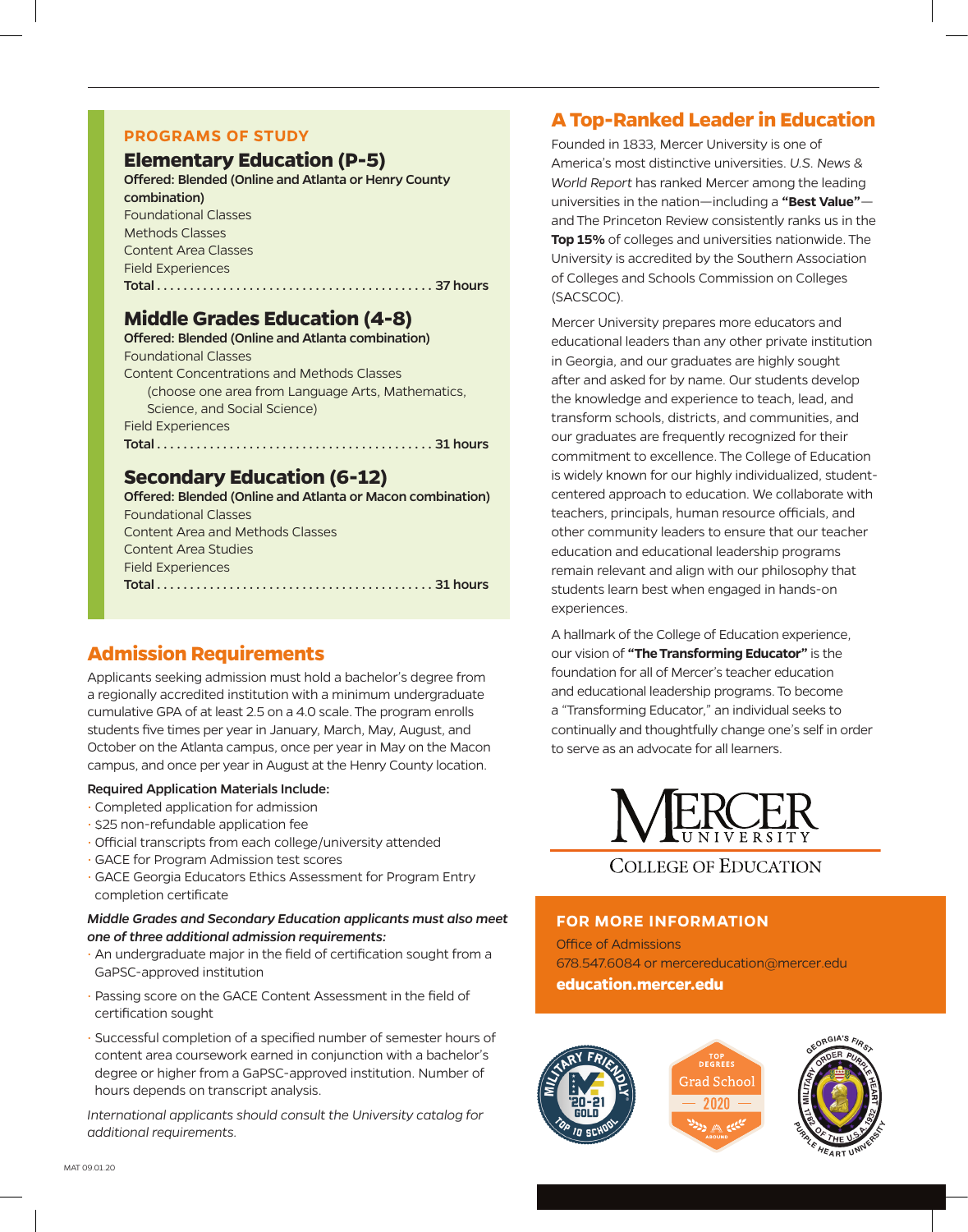## PROGRAMS OF STUDY

### Elementary Education (P-5)

**Offered: Blended (Online and Atlanta or Henry County combination)**

Foundational Classes
Methods Classes
Content Area Classes
Field Experiences
**Total ........................................ 37 hours**

### Middle Grades Education (4-8)

**Offered: Blended (Online and Atlanta combination)**

Foundational Classes
Content Concentrations and Methods Classes
(choose one area from Language Arts, Mathematics, Science, and Social Science)
Field Experiences
**Total ........................................ 31 hours**

### Secondary Education (6-12)

**Offered: Blended (Online and Atlanta or Macon combination)**

Foundational Classes
Content Area and Methods Classes
Content Area Studies
Field Experiences
**Total ........................................ 31 hours**

## Admission Requirements

Applicants seeking admission must hold a bachelor's degree from a regionally accredited institution with a minimum undergraduate cumulative GPA of at least 2.5 on a 4.0 scale. The program enrolls students five times per year in January, March, May, August, and October on the Atlanta campus, once per year in May on the Macon campus, and once per year in August at the Henry County location.

**Required Application Materials Include:**

- Completed application for admission
- $25 non-refundable application fee
- Official transcripts from each college/university attended
- GACE for Program Admission test scores
- GACE Georgia Educators Ethics Assessment for Program Entry completion certificate

***Middle Grades and Secondary Education applicants must also meet one of three additional admission requirements:***

- An undergraduate major in the field of certification sought from a GaPSC-approved institution
- Passing score on the GACE Content Assessment in the field of certification sought
- Successful completion of a specified number of semester hours of content area coursework earned in conjunction with a bachelor's degree or higher from a GaPSC-approved institution. Number of hours depends on transcript analysis.

*International applicants should consult the University catalog for additional requirements.*

MAT 09.01.20

## A Top-Ranked Leader in Education

Founded in 1833, Mercer University is one of America's most distinctive universities. *U.S. News & World Report* has ranked Mercer among the leading universities in the nation—including a **"Best Value"**—and The Princeton Review consistently ranks us in the **Top 15%** of colleges and universities nationwide. The University is accredited by the Southern Association of Colleges and Schools Commission on Colleges (SACSCOC).

Mercer University prepares more educators and educational leaders than any other private institution in Georgia, and our graduates are highly sought after and asked for by name. Our students develop the knowledge and experience to teach, lead, and transform schools, districts, and communities, and our graduates are frequently recognized for their commitment to excellence. The College of Education is widely known for our highly individualized, student-centered approach to education. We collaborate with teachers, principals, human resource officials, and other community leaders to ensure that our teacher education and educational leadership programs remain relevant and align with our philosophy that students learn best when engaged in hands-on experiences.

A hallmark of the College of Education experience, our vision of **"The Transforming Educator"** is the foundation for all of Mercer's teacher education and educational leadership programs. To become a "Transforming Educator," an individual seeks to continually and thoughtfully change one's self in order to serve as an advocate for all learners.

MERCER UNIVERSITY
COLLEGE OF EDUCATION

## FOR MORE INFORMATION

Office of Admissions
678.547.6084 or mercereducation@mercer.edu
**education.mercer.edu**

MILITARY FRIENDLY '20-'21 GOLD TOP 10 SCHOOL

TOP DEGREES Grad School 2020

GEORGIA'S FIRST MILITARY ORDER PURPLE HEART 1782 OF THE U.S.A. 1932 PURPLE HEART UNIVERSITY